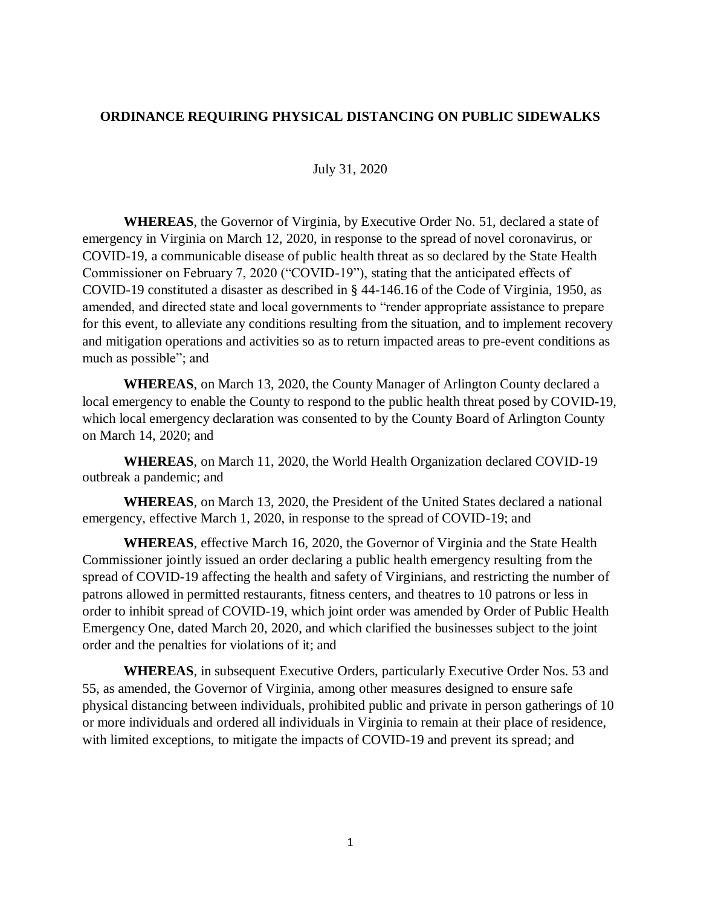# ORDINANCE REQUIRING PHYSICAL DISTANCING ON PUBLIC SIDEWALKS

July 31, 2020

**WHEREAS**, the Governor of Virginia, by Executive Order No. 51, declared a state of emergency in Virginia on March 12, 2020, in response to the spread of novel coronavirus, or COVID-19, a communicable disease of public health threat as so declared by the State Health Commissioner on February 7, 2020 ("COVID-19"), stating that the anticipated effects of COVID-19 constituted a disaster as described in § 44-146.16 of the Code of Virginia, 1950, as amended, and directed state and local governments to "render appropriate assistance to prepare for this event, to alleviate any conditions resulting from the situation, and to implement recovery and mitigation operations and activities so as to return impacted areas to pre-event conditions as much as possible"; and

**WHEREAS**, on March 13, 2020, the County Manager of Arlington County declared a local emergency to enable the County to respond to the public health threat posed by COVID-19, which local emergency declaration was consented to by the County Board of Arlington County on March 14, 2020; and

**WHEREAS**, on March 11, 2020, the World Health Organization declared COVID-19 outbreak a pandemic; and

**WHEREAS**, on March 13, 2020, the President of the United States declared a national emergency, effective March 1, 2020, in response to the spread of COVID-19; and

**WHEREAS**, effective March 16, 2020, the Governor of Virginia and the State Health Commissioner jointly issued an order declaring a public health emergency resulting from the spread of COVID-19 affecting the health and safety of Virginians, and restricting the number of patrons allowed in permitted restaurants, fitness centers, and theatres to 10 patrons or less in order to inhibit spread of COVID-19, which joint order was amended by Order of Public Health Emergency One, dated March 20, 2020, and which clarified the businesses subject to the joint order and the penalties for violations of it; and

**WHEREAS**, in subsequent Executive Orders, particularly Executive Order Nos. 53 and 55, as amended, the Governor of Virginia, among other measures designed to ensure safe physical distancing between individuals, prohibited public and private in person gatherings of 10 or more individuals and ordered all individuals in Virginia to remain at their place of residence, with limited exceptions, to mitigate the impacts of COVID-19 and prevent its spread; and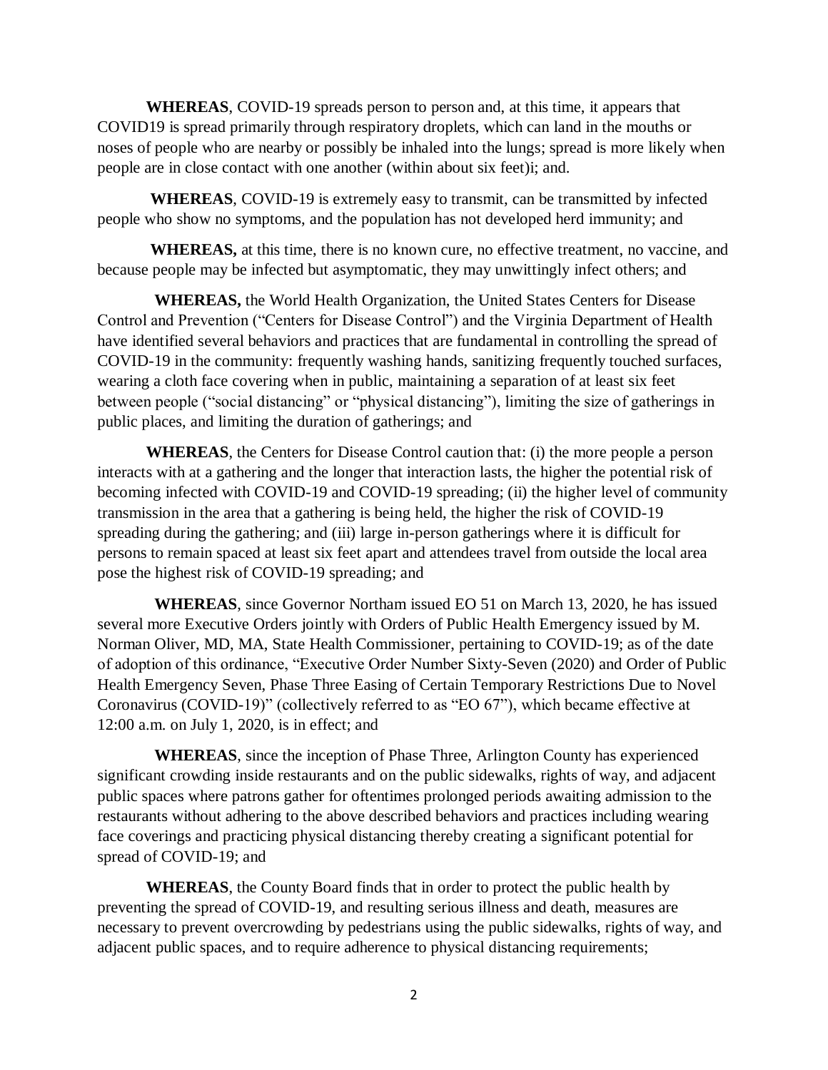**WHEREAS**, COVID-19 spreads person to person and, at this time, it appears that COVID19 is spread primarily through respiratory droplets, which can land in the mouths or noses of people who are nearby or possibly be inhaled into the lungs; spread is more likely when people are in close contact with one another (within about six feet)i; and.

**WHEREAS**, COVID-19 is extremely easy to transmit, can be transmitted by infected people who show no symptoms, and the population has not developed herd immunity; and

**WHEREAS,** at this time, there is no known cure, no effective treatment, no vaccine, and because people may be infected but asymptomatic, they may unwittingly infect others; and

**WHEREAS,** the World Health Organization, the United States Centers for Disease Control and Prevention ("Centers for Disease Control") and the Virginia Department of Health have identified several behaviors and practices that are fundamental in controlling the spread of COVID-19 in the community: frequently washing hands, sanitizing frequently touched surfaces, wearing a cloth face covering when in public, maintaining a separation of at least six feet between people ("social distancing" or "physical distancing"), limiting the size of gatherings in public places, and limiting the duration of gatherings; and

**WHEREAS**, the Centers for Disease Control caution that: (i) the more people a person interacts with at a gathering and the longer that interaction lasts, the higher the potential risk of becoming infected with COVID-19 and COVID-19 spreading; (ii) the higher level of community transmission in the area that a gathering is being held, the higher the risk of COVID-19 spreading during the gathering; and (iii) large in-person gatherings where it is difficult for persons to remain spaced at least six feet apart and attendees travel from outside the local area pose the highest risk of COVID-19 spreading; and

**WHEREAS**, since Governor Northam issued EO 51 on March 13, 2020, he has issued several more Executive Orders jointly with Orders of Public Health Emergency issued by M. Norman Oliver, MD, MA, State Health Commissioner, pertaining to COVID-19; as of the date of adoption of this ordinance, "Executive Order Number Sixty-Seven (2020) and Order of Public Health Emergency Seven, Phase Three Easing of Certain Temporary Restrictions Due to Novel Coronavirus (COVID-19)" (collectively referred to as "EO 67"), which became effective at 12:00 a.m. on July 1, 2020, is in effect; and

**WHEREAS**, since the inception of Phase Three, Arlington County has experienced significant crowding inside restaurants and on the public sidewalks, rights of way, and adjacent public spaces where patrons gather for oftentimes prolonged periods awaiting admission to the restaurants without adhering to the above described behaviors and practices including wearing face coverings and practicing physical distancing thereby creating a significant potential for spread of COVID-19; and

**WHEREAS**, the County Board finds that in order to protect the public health by preventing the spread of COVID-19, and resulting serious illness and death, measures are necessary to prevent overcrowding by pedestrians using the public sidewalks, rights of way, and adjacent public spaces, and to require adherence to physical distancing requirements;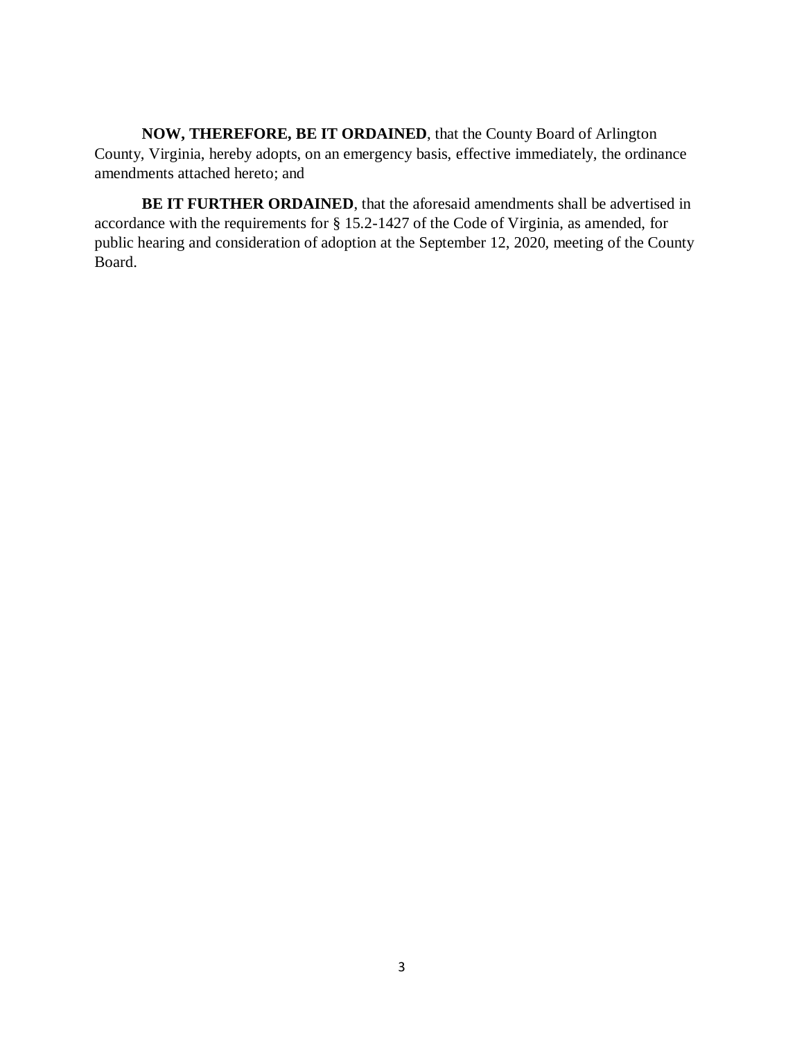**NOW, THEREFORE, BE IT ORDAINED**, that the County Board of Arlington County, Virginia, hereby adopts, on an emergency basis, effective immediately, the ordinance amendments attached hereto; and

**BE IT FURTHER ORDAINED**, that the aforesaid amendments shall be advertised in accordance with the requirements for § 15.2-1427 of the Code of Virginia, as amended, for public hearing and consideration of adoption at the September 12, 2020, meeting of the County Board.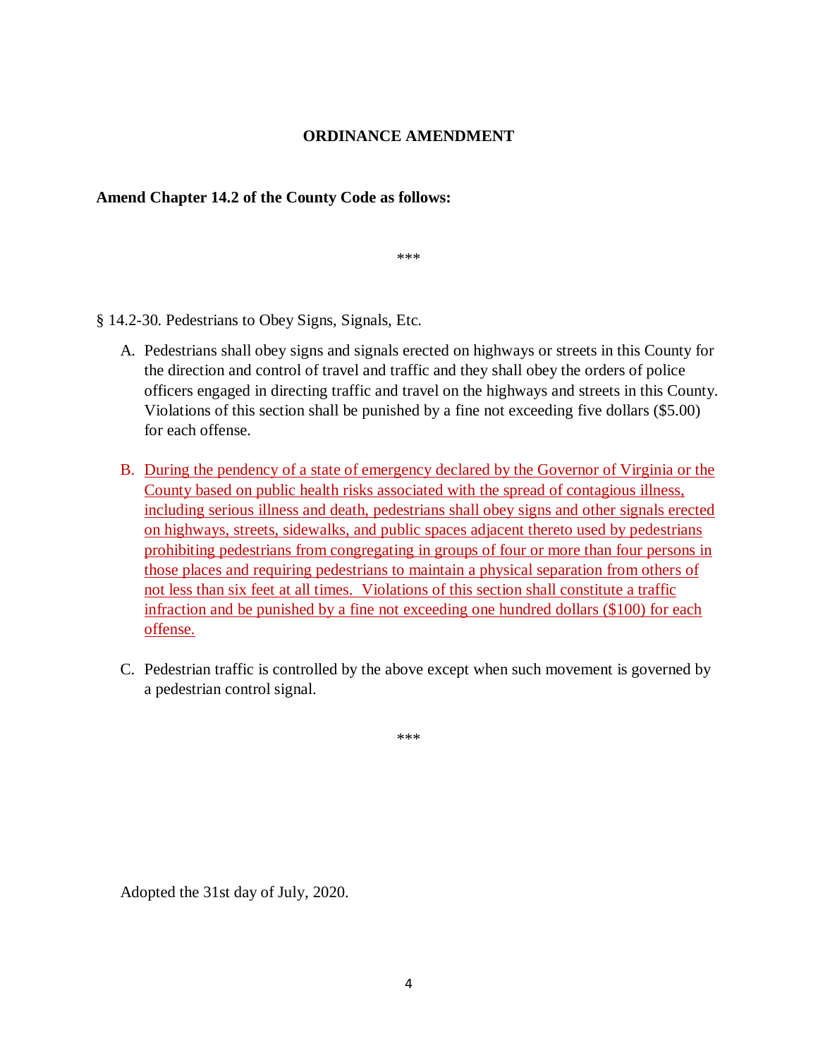## ORDINANCE AMENDMENT

**Amend Chapter 14.2 of the County Code as follows:**

\*\*\*

§ 14.2-30. Pedestrians to Obey Signs, Signals, Etc.

A. Pedestrians shall obey signs and signals erected on highways or streets in this County for the direction and control of travel and traffic and they shall obey the orders of police officers engaged in directing traffic and travel on the highways and streets in this County. Violations of this section shall be punished by a fine not exceeding five dollars ($5.00) for each offense.

B. <u>During the pendency of a state of emergency declared by the Governor of Virginia or the County based on public health risks associated with the spread of contagious illness, including serious illness and death, pedestrians shall obey signs and other signals erected on highways, streets, sidewalks, and public spaces adjacent thereto used by pedestrians prohibiting pedestrians from congregating in groups of four or more than four persons in those places and requiring pedestrians to maintain a physical separation from others of not less than six feet at all times. Violations of this section shall constitute a traffic infraction and be punished by a fine not exceeding one hundred dollars ($100) for each offense.</u>

C. Pedestrian traffic is controlled by the above except when such movement is governed by a pedestrian control signal.

\*\*\*

Adopted the 31st day of July, 2020.